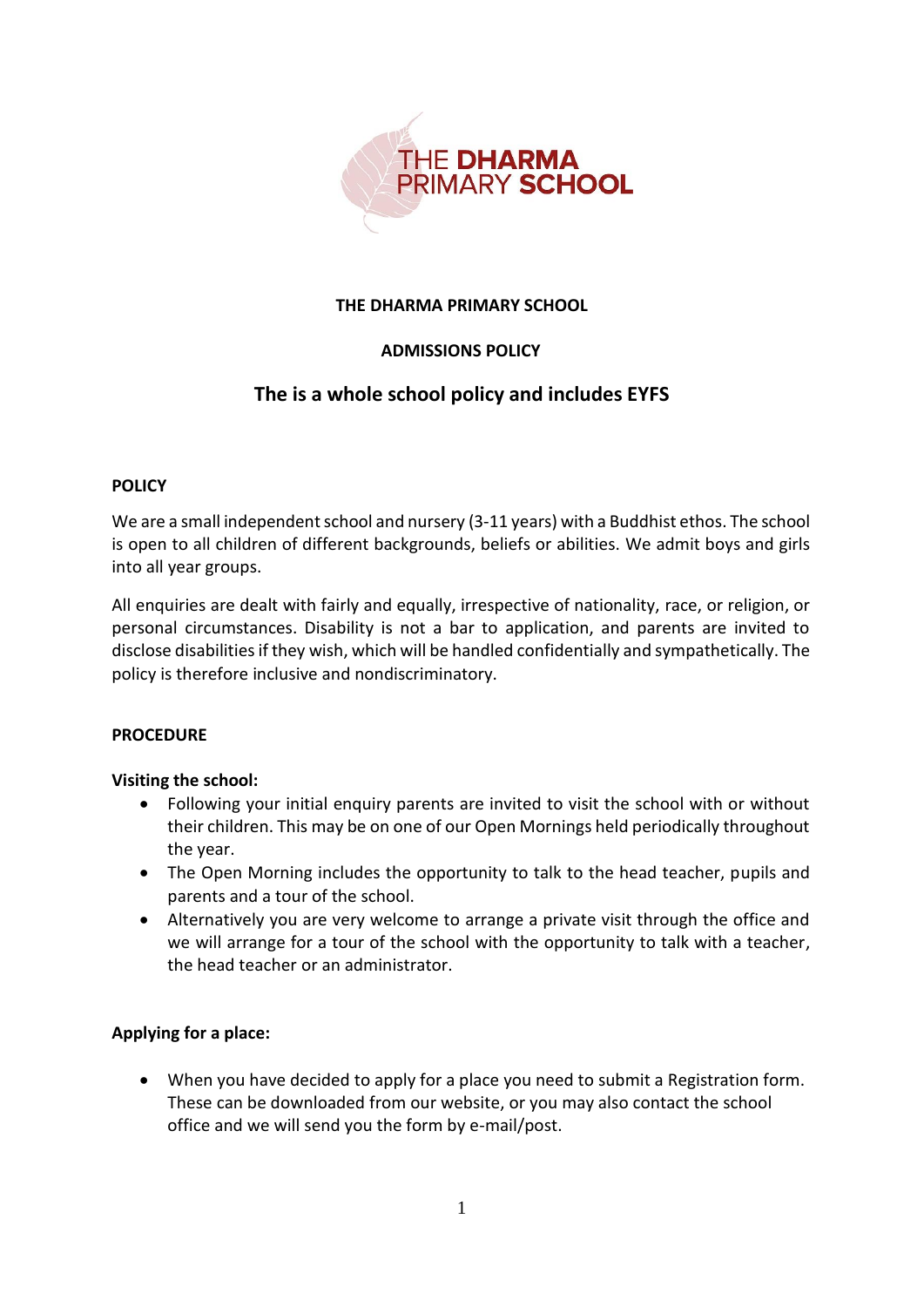THE DHARMA PRIMARY SCHOOL

# THE DHARMA PRIMARY SCHOOL

## ADMISSIONS POLICY

## The is a whole school policy and includes EYFS

### POLICY

We are a small independent school and nursery (3-11 years) with a Buddhist ethos. The school is open to all children of different backgrounds, beliefs or abilities. We admit boys and girls into all year groups.

All enquiries are dealt with fairly and equally, irrespective of nationality, race, or religion, or personal circumstances. Disability is not a bar to application, and parents are invited to disclose disabilities if they wish, which will be handled confidentially and sympathetically. The policy is therefore inclusive and nondiscriminatory.

### PROCEDURE

**Visiting the school:**

- Following your initial enquiry parents are invited to visit the school with or without their children. This may be on one of our Open Mornings held periodically throughout the year.
- The Open Morning includes the opportunity to talk to the head teacher, pupils and parents and a tour of the school.
- Alternatively you are very welcome to arrange a private visit through the office and we will arrange for a tour of the school with the opportunity to talk with a teacher, the head teacher or an administrator.

**Applying for a place:**

- When you have decided to apply for a place you need to submit a Registration form. These can be downloaded from our website, or you may also contact the school office and we will send you the form by e-mail/post.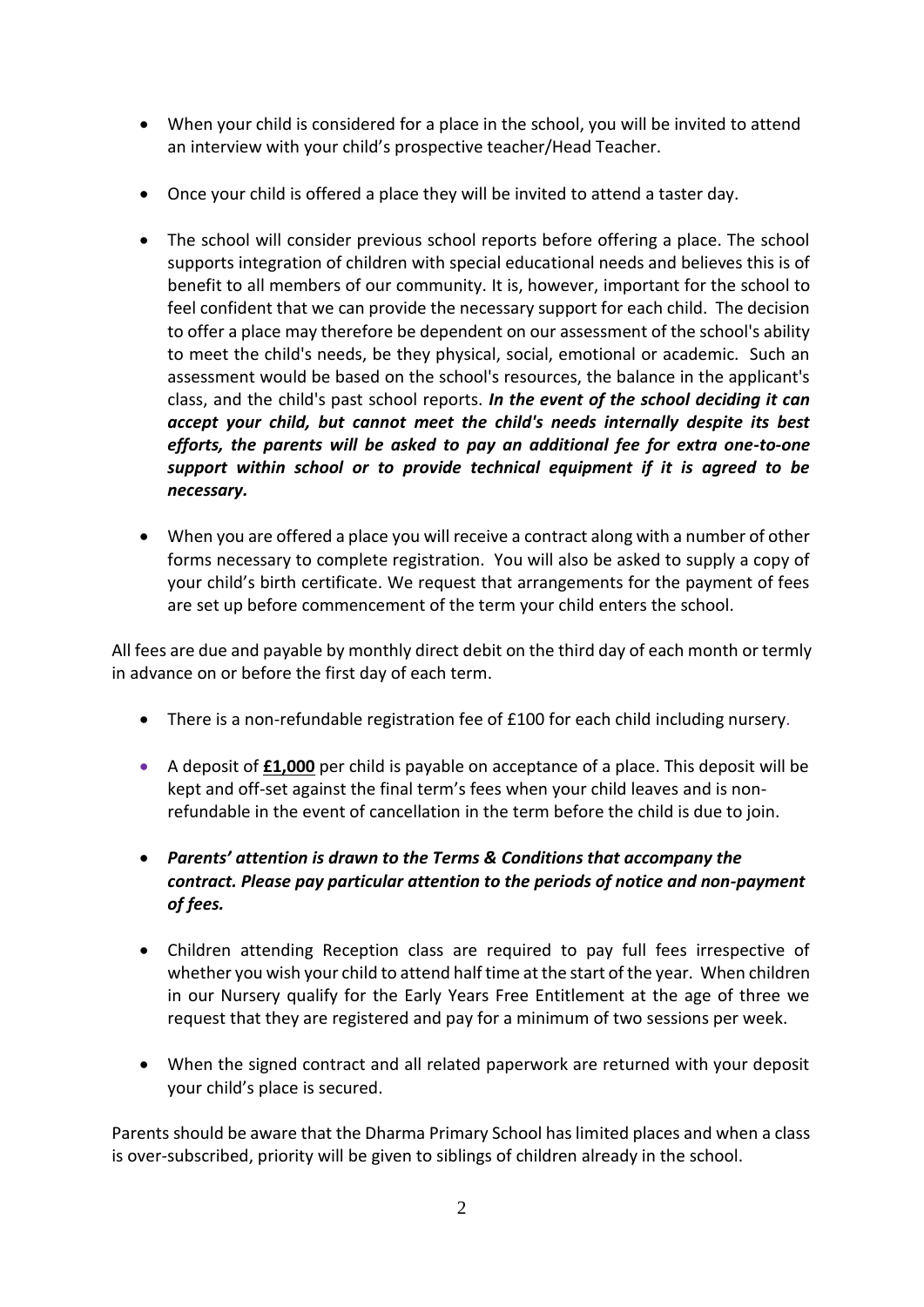- When your child is considered for a place in the school, you will be invited to attend an interview with your child's prospective teacher/Head Teacher.

- Once your child is offered a place they will be invited to attend a taster day.

- The school will consider previous school reports before offering a place. The school supports integration of children with special educational needs and believes this is of benefit to all members of our community. It is, however, important for the school to feel confident that we can provide the necessary support for each child. The decision to offer a place may therefore be dependent on our assessment of the school's ability to meet the child's needs, be they physical, social, emotional or academic. Such an assessment would be based on the school's resources, the balance in the applicant's class, and the child's past school reports. ***In the event of the school deciding it can accept your child, but cannot meet the child's needs internally despite its best efforts, the parents will be asked to pay an additional fee for extra one-to-one support within school or to provide technical equipment if it is agreed to be necessary.***

- When you are offered a place you will receive a contract along with a number of other forms necessary to complete registration. You will also be asked to supply a copy of your child's birth certificate. We request that arrangements for the payment of fees are set up before commencement of the term your child enters the school.

All fees are due and payable by monthly direct debit on the third day of each month or termly in advance on or before the first day of each term.

- There is a non-refundable registration fee of £100 for each child including nursery.

- A deposit of **<u>£1,000</u>** per child is payable on acceptance of a place. This deposit will be kept and off-set against the final term's fees when your child leaves and is non-refundable in the event of cancellation in the term before the child is due to join.

- ***Parents' attention is drawn to the Terms & Conditions that accompany the contract. Please pay particular attention to the periods of notice and non-payment of fees.***

- Children attending Reception class are required to pay full fees irrespective of whether you wish your child to attend half time at the start of the year. When children in our Nursery qualify for the Early Years Free Entitlement at the age of three we request that they are registered and pay for a minimum of two sessions per week.

- When the signed contract and all related paperwork are returned with your deposit your child's place is secured.

Parents should be aware that the Dharma Primary School has limited places and when a class is over-subscribed, priority will be given to siblings of children already in the school.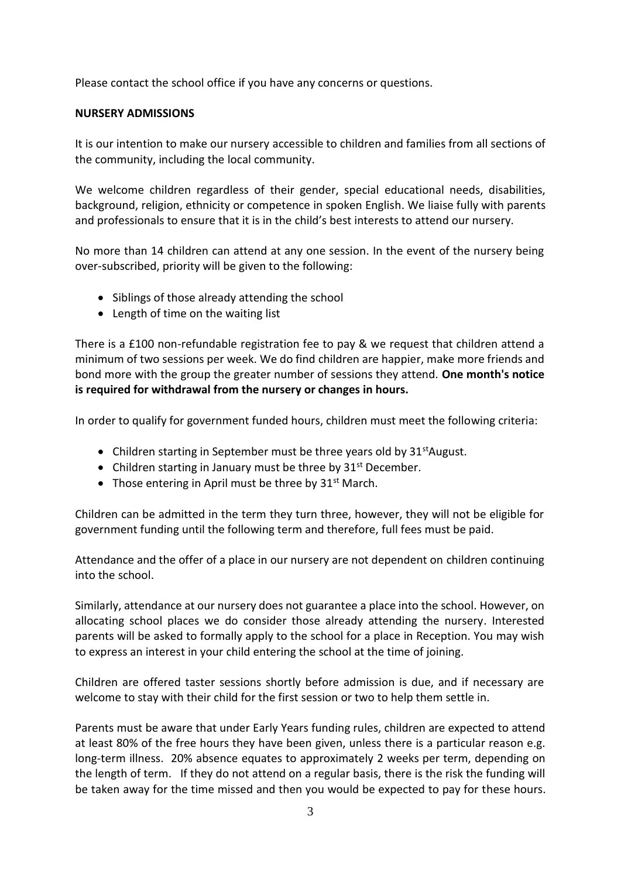Please contact the school office if you have any concerns or questions.

**NURSERY ADMISSIONS**

It is our intention to make our nursery accessible to children and families from all sections of the community, including the local community.

We welcome children regardless of their gender, special educational needs, disabilities, background, religion, ethnicity or competence in spoken English. We liaise fully with parents and professionals to ensure that it is in the child's best interests to attend our nursery.

No more than 14 children can attend at any one session. In the event of the nursery being over-subscribed, priority will be given to the following:

- Siblings of those already attending the school
- Length of time on the waiting list

There is a £100 non-refundable registration fee to pay & we request that children attend a minimum of two sessions per week. We do find children are happier, make more friends and bond more with the group the greater number of sessions they attend. **One month's notice is required for withdrawal from the nursery or changes in hours.**

In order to qualify for government funded hours, children must meet the following criteria:

- Children starting in September must be three years old by 31st August.
- Children starting in January must be three by 31st December.
- Those entering in April must be three by 31st March.

Children can be admitted in the term they turn three, however, they will not be eligible for government funding until the following term and therefore, full fees must be paid.

Attendance and the offer of a place in our nursery are not dependent on children continuing into the school.

Similarly, attendance at our nursery does not guarantee a place into the school. However, on allocating school places we do consider those already attending the nursery. Interested parents will be asked to formally apply to the school for a place in Reception. You may wish to express an interest in your child entering the school at the time of joining.

Children are offered taster sessions shortly before admission is due, and if necessary are welcome to stay with their child for the first session or two to help them settle in.

Parents must be aware that under Early Years funding rules, children are expected to attend at least 80% of the free hours they have been given, unless there is a particular reason e.g. long-term illness. 20% absence equates to approximately 2 weeks per term, depending on the length of term. If they do not attend on a regular basis, there is the risk the funding will be taken away for the time missed and then you would be expected to pay for these hours.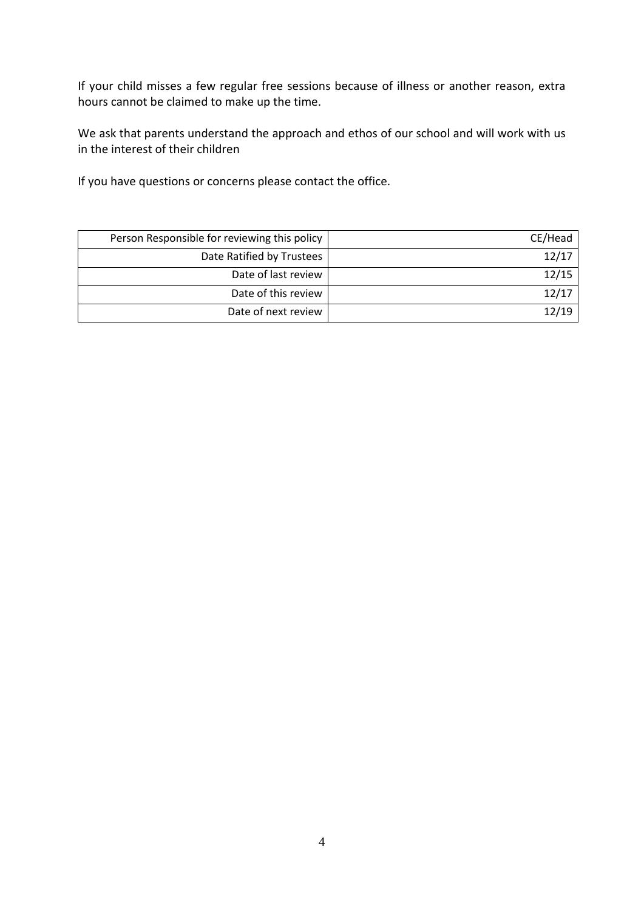If your child misses a few regular free sessions because of illness or another reason, extra hours cannot be claimed to make up the time.

We ask that parents understand the approach and ethos of our school and will work with us in the interest of their children

If you have questions or concerns please contact the office.

| | |
|---|---|
| Person Responsible for reviewing this policy | CE/Head |
| Date Ratified by Trustees | 12/17 |
| Date of last review | 12/15 |
| Date of this review | 12/17 |
| Date of next review | 12/19 |